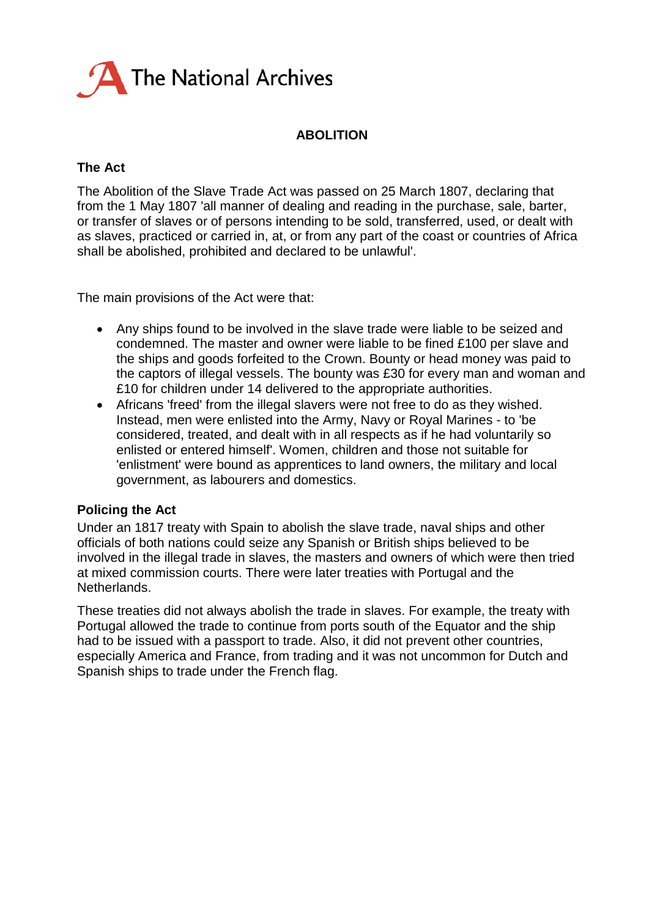The National Archives

# ABOLITION

## The Act

The Abolition of the Slave Trade Act was passed on 25 March 1807, declaring that from the 1 May 1807 'all manner of dealing and reading in the purchase, sale, barter, or transfer of slaves or of persons intending to be sold, transferred, used, or dealt with as slaves, practiced or carried in, at, or from any part of the coast or countries of Africa shall be abolished, prohibited and declared to be unlawful'.

The main provisions of the Act were that:

- Any ships found to be involved in the slave trade were liable to be seized and condemned. The master and owner were liable to be fined £100 per slave and the ships and goods forfeited to the Crown. Bounty or head money was paid to the captors of illegal vessels. The bounty was £30 for every man and woman and £10 for children under 14 delivered to the appropriate authorities.
- Africans 'freed' from the illegal slavers were not free to do as they wished. Instead, men were enlisted into the Army, Navy or Royal Marines - to 'be considered, treated, and dealt with in all respects as if he had voluntarily so enlisted or entered himself'. Women, children and those not suitable for 'enlistment' were bound as apprentices to land owners, the military and local government, as labourers and domestics.

## Policing the Act

Under an 1817 treaty with Spain to abolish the slave trade, naval ships and other officials of both nations could seize any Spanish or British ships believed to be involved in the illegal trade in slaves, the masters and owners of which were then tried at mixed commission courts. There were later treaties with Portugal and the Netherlands.

These treaties did not always abolish the trade in slaves. For example, the treaty with Portugal allowed the trade to continue from ports south of the Equator and the ship had to be issued with a passport to trade. Also, it did not prevent other countries, especially America and France, from trading and it was not uncommon for Dutch and Spanish ships to trade under the French flag.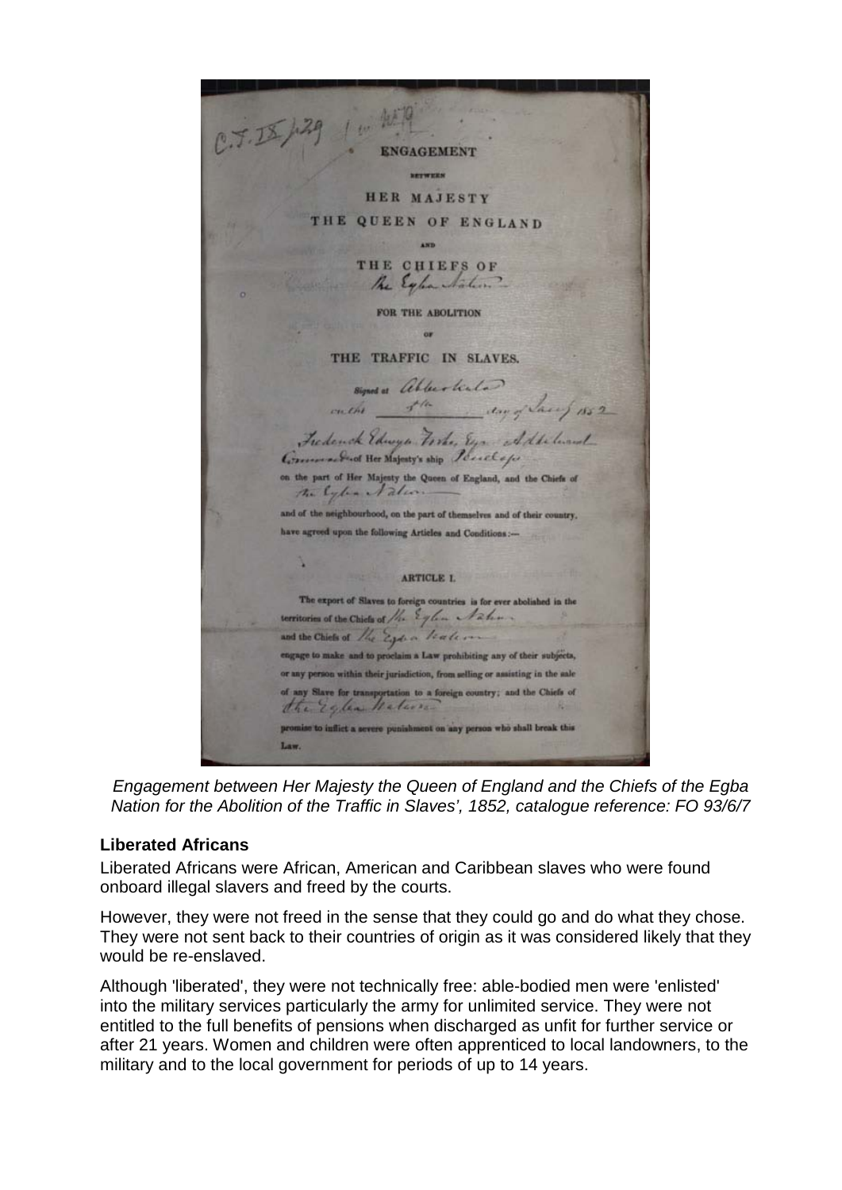C.T. IX p.29

**ENGAGEMENT**

BETWEEN

**HER MAJESTY**

**THE QUEEN OF ENGLAND**

AND

**THE CHIEFS OF**
the Egba Nation

**FOR THE ABOLITION**

OF

**THE TRAFFIC IN SLAVES.**

Signed at Abbeokuta
on the 5th day of January 1852

Frederick Edwyn Forbes, Esq. Additional Commander of Her Majesty's ship Bonetta
on the part of Her Majesty the Queen of England, and the Chiefs of the Egba Nation
and of the neighbourhood, on the part of themselves and of their country, have agreed upon the following Articles and Conditions:—

**ARTICLE I.**

The export of Slaves to foreign countries is for ever abolished in the territories of the Chiefs of the Egba Nation and the Chiefs of the Egba Nation engage to make and to proclaim a Law prohibiting any of their subjects, or any person within their jurisdiction, from selling or assisting in the sale of any Slave for transportation to a foreign country; and the Chiefs of the Egba Nation promise to inflict a severe punishment on any person who shall break this Law.

*Engagement between Her Majesty the Queen of England and the Chiefs of the Egba Nation for the Abolition of the Traffic in Slaves', 1852, catalogue reference: FO 93/6/7*

### Liberated Africans

Liberated Africans were African, American and Caribbean slaves who were found onboard illegal slavers and freed by the courts.

However, they were not freed in the sense that they could go and do what they chose. They were not sent back to their countries of origin as it was considered likely that they would be re-enslaved.

Although 'liberated', they were not technically free: able-bodied men were 'enlisted' into the military services particularly the army for unlimited service. They were not entitled to the full benefits of pensions when discharged as unfit for further service or after 21 years. Women and children were often apprenticed to local landowners, to the military and to the local government for periods of up to 14 years.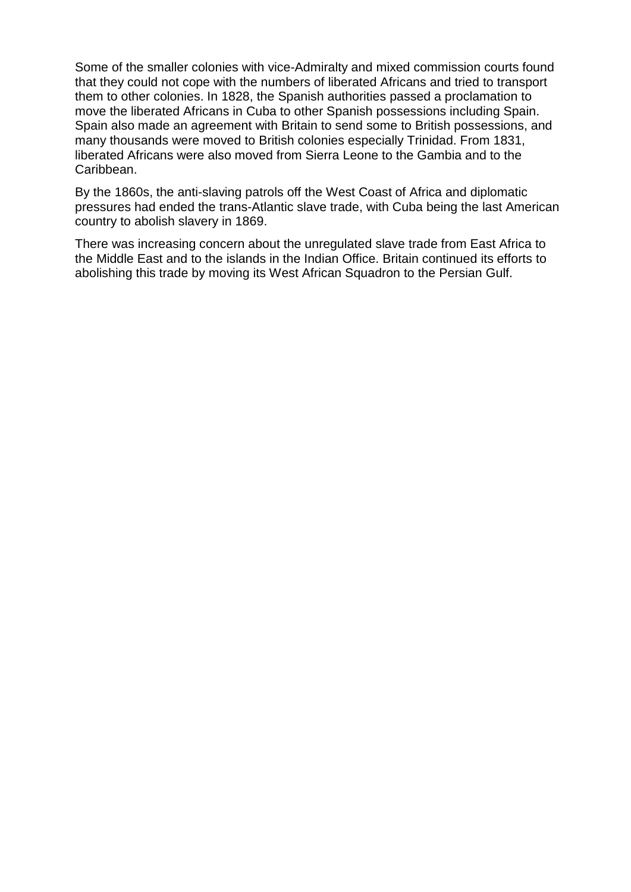Some of the smaller colonies with vice-Admiralty and mixed commission courts found that they could not cope with the numbers of liberated Africans and tried to transport them to other colonies. In 1828, the Spanish authorities passed a proclamation to move the liberated Africans in Cuba to other Spanish possessions including Spain. Spain also made an agreement with Britain to send some to British possessions, and many thousands were moved to British colonies especially Trinidad. From 1831, liberated Africans were also moved from Sierra Leone to the Gambia and to the Caribbean.

By the 1860s, the anti-slaving patrols off the West Coast of Africa and diplomatic pressures had ended the trans-Atlantic slave trade, with Cuba being the last American country to abolish slavery in 1869.

There was increasing concern about the unregulated slave trade from East Africa to the Middle East and to the islands in the Indian Office. Britain continued its efforts to abolishing this trade by moving its West African Squadron to the Persian Gulf.